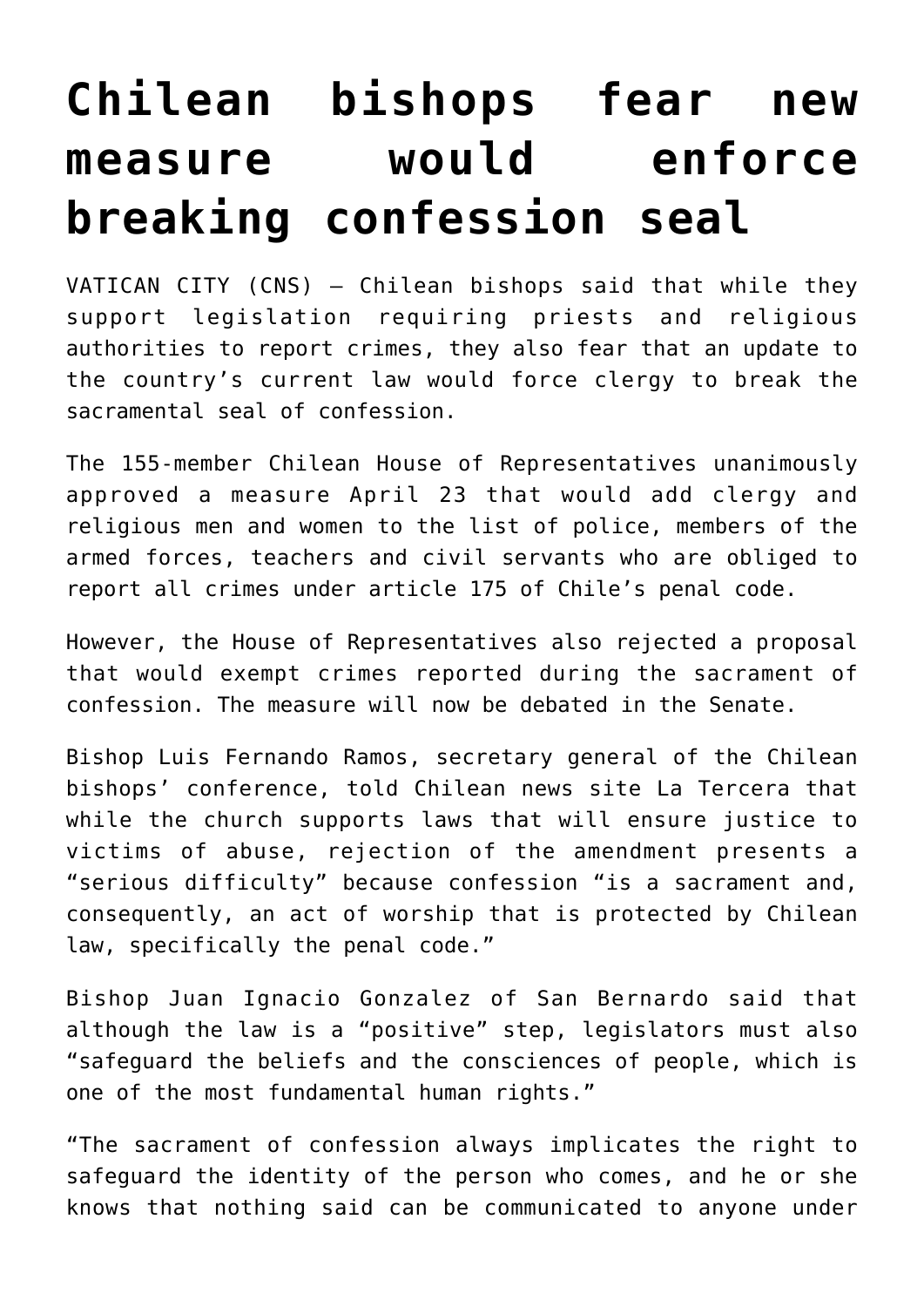# Chilean bishops fear new measure would enforce breaking confession seal

VATICAN CITY (CNS) — Chilean bishops said that while they support legislation requiring priests and religious authorities to report crimes, they also fear that an update to the country's current law would force clergy to break the sacramental seal of confession.

The 155-member Chilean House of Representatives unanimously approved a measure April 23 that would add clergy and religious men and women to the list of police, members of the armed forces, teachers and civil servants who are obliged to report all crimes under article 175 of Chile's penal code.

However, the House of Representatives also rejected a proposal that would exempt crimes reported during the sacrament of confession. The measure will now be debated in the Senate.

Bishop Luis Fernando Ramos, secretary general of the Chilean bishops' conference, told Chilean news site La Tercera that while the church supports laws that will ensure justice to victims of abuse, rejection of the amendment presents a "serious difficulty" because confession "is a sacrament and, consequently, an act of worship that is protected by Chilean law, specifically the penal code."

Bishop Juan Ignacio Gonzalez of San Bernardo said that although the law is a "positive" step, legislators must also "safeguard the beliefs and the consciences of people, which is one of the most fundamental human rights."

"The sacrament of confession always implicates the right to safeguard the identity of the person who comes, and he or she knows that nothing said can be communicated to anyone under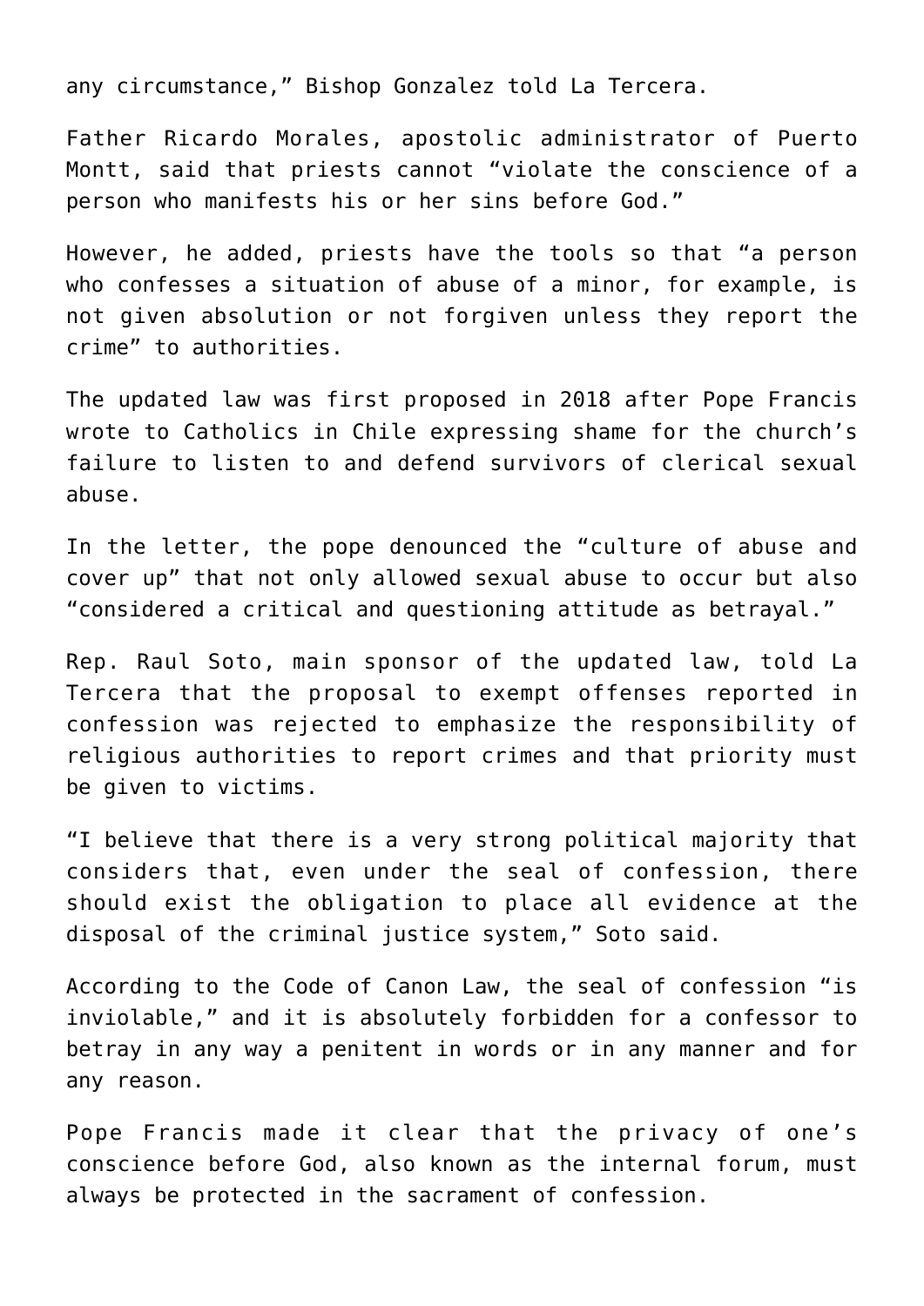any circumstance," Bishop Gonzalez told La Tercera.

Father Ricardo Morales, apostolic administrator of Puerto Montt, said that priests cannot "violate the conscience of a person who manifests his or her sins before God."

However, he added, priests have the tools so that "a person who confesses a situation of abuse of a minor, for example, is not given absolution or not forgiven unless they report the crime" to authorities.

The updated law was first proposed in 2018 after Pope Francis wrote to Catholics in Chile expressing shame for the church's failure to listen to and defend survivors of clerical sexual abuse.

In the letter, the pope denounced the "culture of abuse and cover up" that not only allowed sexual abuse to occur but also "considered a critical and questioning attitude as betrayal."

Rep. Raul Soto, main sponsor of the updated law, told La Tercera that the proposal to exempt offenses reported in confession was rejected to emphasize the responsibility of religious authorities to report crimes and that priority must be given to victims.

"I believe that there is a very strong political majority that considers that, even under the seal of confession, there should exist the obligation to place all evidence at the disposal of the criminal justice system," Soto said.

According to the Code of Canon Law, the seal of confession "is inviolable," and it is absolutely forbidden for a confessor to betray in any way a penitent in words or in any manner and for any reason.

Pope Francis made it clear that the privacy of one's conscience before God, also known as the internal forum, must always be protected in the sacrament of confession.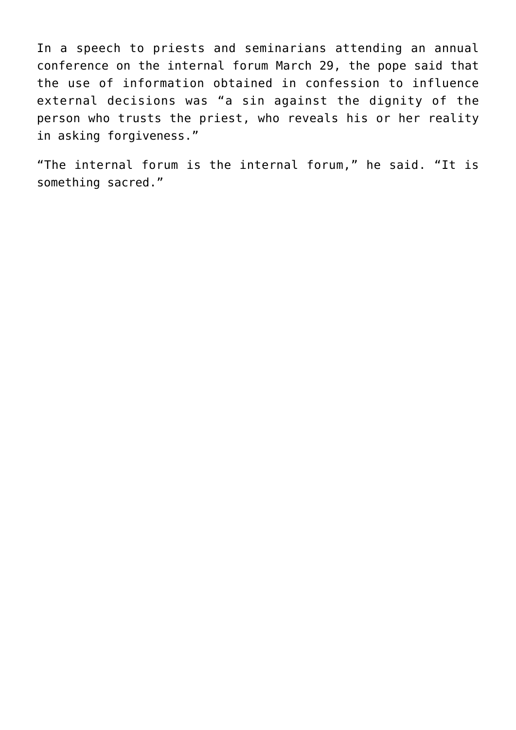In a speech to priests and seminarians attending an annual conference on the internal forum March 29, the pope said that the use of information obtained in confession to influence external decisions was “a sin against the dignity of the person who trusts the priest, who reveals his or her reality in asking forgiveness.”

“The internal forum is the internal forum,” he said. “It is something sacred.”